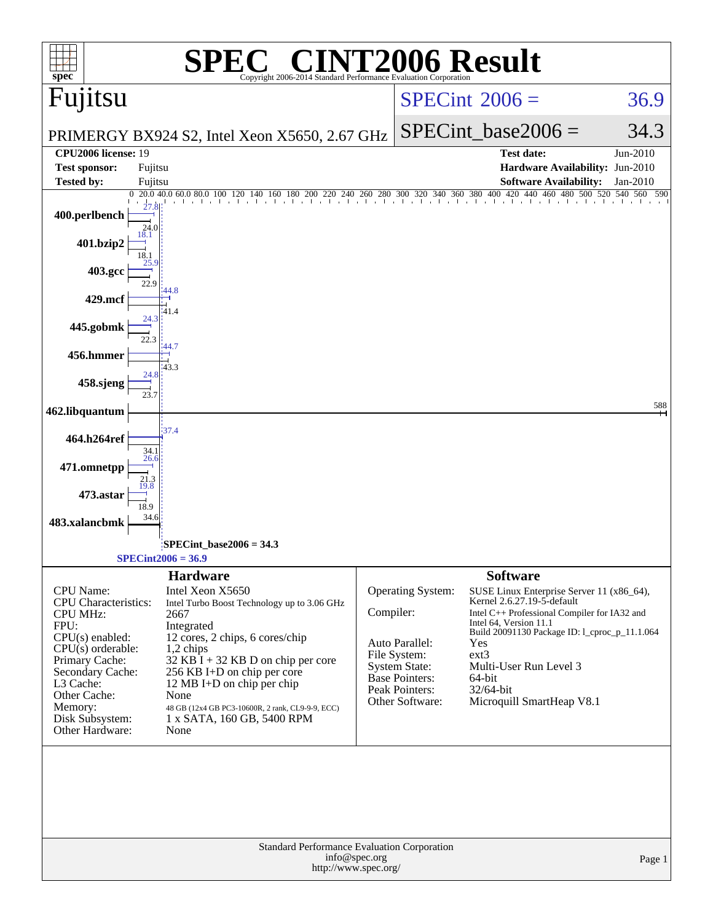# SPEC® CINT2006 Result

Copyright 2006-2014 Standard Performance Evaluation Corporation

## Fujitsu

PRIMERGY BX924 S2, Intel Xeon X5650, 2.67 GHz

SPECint 2006 = 36.9

SPECint_base2006 = 34.3

| | | | |
|---|---|---|---|
| **CPU2006 license:** 19 | | **Test date:** | Jun-2010 |
| **Test sponsor:** | Fujitsu | **Hardware Availability:** | Jun-2010 |
| **Tested by:** | Fujitsu | **Software Availability:** | Jan-2010 |

| Benchmark | Peak | Base |
|---|---|---|
| 400.perlbench | 27.8 | 24.0 |
| 401.bzip2 | 18.1 | 18.1 |
| 403.gcc | 25.9 | 22.9 |
| 429.mcf | 44.8 | 41.4 |
| 445.gobmk | 24.3 | 22.3 |
| 456.hmmer | 44.7 | 43.3 |
| 458.sjeng | 24.8 | 23.7 |
| 462.libquantum | 588 | 588 |
| 464.h264ref | 37.4 | 34.1 |
| 471.omnetpp | 26.6 | 21.3 |
| 473.astar | 19.8 | 18.9 |
| 483.xalancbmk | 34.6 | 34.6 |

SPECint_base2006 = 34.3

SPECint2006 = 36.9

### Hardware

| | |
|---|---|
| CPU Name: | Intel Xeon X5650 |
| CPU Characteristics: | Intel Turbo Boost Technology up to 3.06 GHz |
| CPU MHz: | 2667 |
| FPU: | Integrated |
| CPU(s) enabled: | 12 cores, 2 chips, 6 cores/chip |
| CPU(s) orderable: | 1,2 chips |
| Primary Cache: | 32 KB I + 32 KB D on chip per core |
| Secondary Cache: | 256 KB I+D on chip per core |
| L3 Cache: | 12 MB I+D on chip per chip |
| Other Cache: | None |
| Memory: | 48 GB (12x4 GB PC3-10600R, 2 rank, CL9-9-9, ECC) |
| Disk Subsystem: | 1 x SATA, 160 GB, 5400 RPM |
| Other Hardware: | None |

### Software

| | |
|---|---|
| Operating System: | SUSE Linux Enterprise Server 11 (x86_64), Kernel 2.6.27.19-5-default |
| Compiler: | Intel C++ Professional Compiler for IA32 and Intel 64, Version 11.1 Build 20091130 Package ID: l_cproc_p_11.1.064 |
| Auto Parallel: | Yes |
| File System: | ext3 |
| System State: | Multi-User Run Level 3 |
| Base Pointers: | 64-bit |
| Peak Pointers: | 32/64-bit |
| Other Software: | Microquill SmartHeap V8.1 |

Standard Performance Evaluation Corporation
info@spec.org
http://www.spec.org/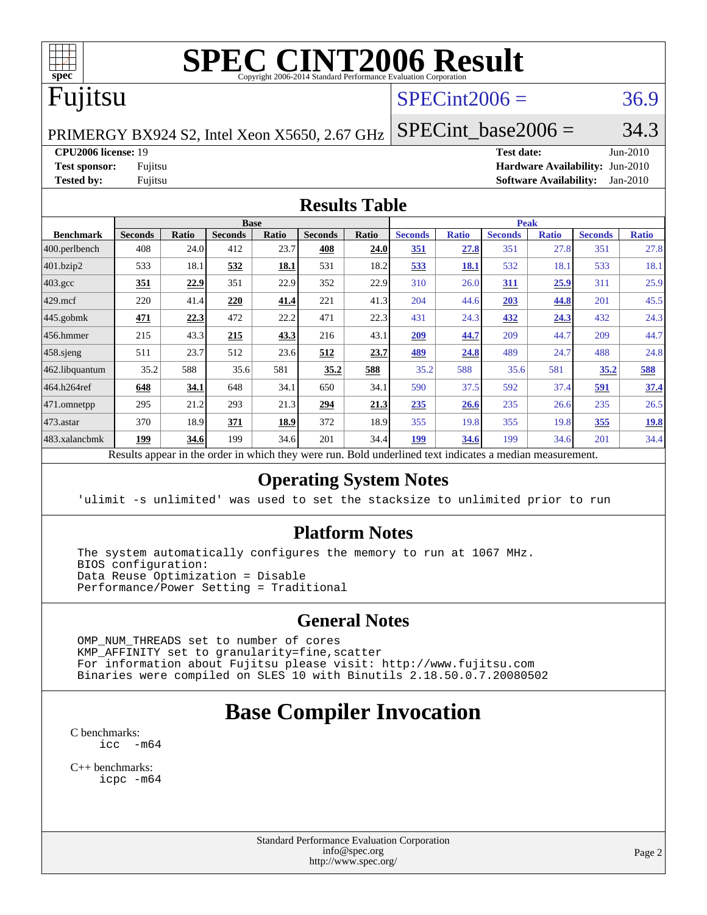# SPEC CINT2006 Result

Copyright 2006-2014 Standard Performance Evaluation Corporation

## Fujitsu

PRIMERGY BX924 S2, Intel Xeon X5650, 2.67 GHz

SPECint2006 = 36.9

SPECint_base2006 = 34.3

| | | | |
|---|---|---|---|
| **CPU2006 license:** 19 | | **Test date:** | Jun-2010 |
| **Test sponsor:** | Fujitsu | **Hardware Availability:** | Jun-2010 |
| **Tested by:** | Fujitsu | **Software Availability:** | Jan-2010 |

## Results Table

| Benchmark | Base | | | | | | Peak | | | | | |
|---|---|---|---|---|---|---|---|---|---|---|---|---|
| | Seconds | Ratio | Seconds | Ratio | Seconds | Ratio | Seconds | Ratio | Seconds | Ratio | Seconds | Ratio |
| 400.perlbench | 408 | 24.0 | 412 | 23.7 | **408** | **24.0** | **351** | **27.8** | 351 | 27.8 | 351 | 27.8 |
| 401.bzip2 | 533 | 18.1 | **532** | **18.1** | 531 | 18.2 | **533** | **18.1** | 532 | 18.1 | 533 | 18.1 |
| 403.gcc | **351** | **22.9** | 351 | 22.9 | 352 | 22.9 | 310 | 26.0 | **311** | **25.9** | 311 | 25.9 |
| 429.mcf | 220 | 41.4 | **220** | **41.4** | 221 | 41.3 | 204 | 44.6 | **203** | **44.8** | 201 | 45.5 |
| 445.gobmk | **471** | **22.3** | 472 | 22.2 | 471 | 22.3 | 431 | 24.3 | **432** | **24.3** | 432 | 24.3 |
| 456.hmmer | 215 | 43.3 | **215** | **43.3** | 216 | 43.1 | **209** | **44.7** | 209 | 44.7 | 209 | 44.7 |
| 458.sjeng | 511 | 23.7 | 512 | 23.6 | **512** | **23.7** | **489** | **24.8** | 489 | 24.7 | 488 | 24.8 |
| 462.libquantum | 35.2 | 588 | 35.6 | 581 | **35.2** | **588** | 35.2 | 588 | 35.6 | 581 | **35.2** | **588** |
| 464.h264ref | **648** | **34.1** | 648 | 34.1 | 650 | 34.1 | 590 | 37.5 | 592 | 37.4 | **591** | **37.4** |
| 471.omnetpp | 295 | 21.2 | 293 | 21.3 | **294** | **21.3** | **235** | **26.6** | 235 | 26.6 | 235 | 26.5 |
| 473.astar | 370 | 18.9 | **371** | **18.9** | 372 | 18.9 | 355 | 19.8 | 355 | 19.8 | **355** | **19.8** |
| 483.xalancbmk | **199** | **34.6** | 199 | 34.6 | 201 | 34.4 | **199** | **34.6** | 199 | 34.6 | 201 | 34.4 |

Results appear in the order in which they were run. Bold underlined text indicates a median measurement.

## Operating System Notes

```
'ulimit -s unlimited' was used to set the stacksize to unlimited prior to run
```

## Platform Notes

```
The system automatically configures the memory to run at 1067 MHz.
BIOS configuration:
Data Reuse Optimization = Disable
Performance/Power Setting = Traditional
```

## General Notes

```
OMP_NUM_THREADS set to number of cores
KMP_AFFINITY set to granularity=fine,scatter
For information about Fujitsu please visit: http://www.fujitsu.com
Binaries were compiled on SLES 10 with Binutils 2.18.50.0.7.20080502
```

# Base Compiler Invocation

C benchmarks:
```
icc  -m64
```

C++ benchmarks:
```
icpc -m64
```

Standard Performance Evaluation Corporation
info@spec.org
http://www.spec.org/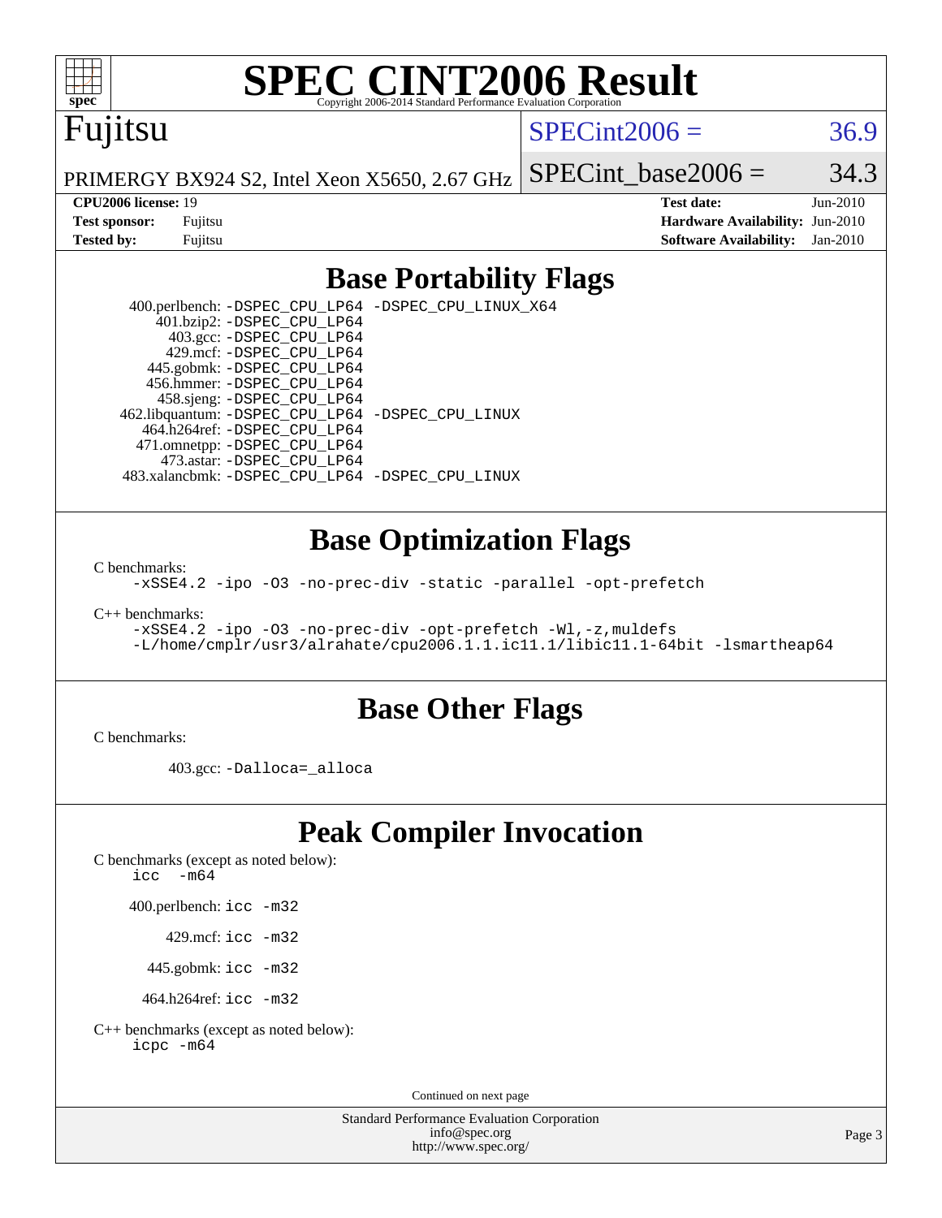# SPEC CINT2006 Result

Copyright 2006-2014 Standard Performance Evaluation Corporation

Fujitsu

PRIMERGY BX924 S2, Intel Xeon X5650, 2.67 GHz

SPECint2006 = 36.9

SPECint_base2006 = 34.3

**CPU2006 license:** 19
**Test sponsor:** Fujitsu
**Tested by:** Fujitsu

**Test date:** Jun-2010
**Hardware Availability:** Jun-2010
**Software Availability:** Jan-2010

## Base Portability Flags

400.perlbench: -DSPEC_CPU_LP64 -DSPEC_CPU_LINUX_X64
401.bzip2: -DSPEC_CPU_LP64
403.gcc: -DSPEC_CPU_LP64
429.mcf: -DSPEC_CPU_LP64
445.gobmk: -DSPEC_CPU_LP64
456.hmmer: -DSPEC_CPU_LP64
458.sjeng: -DSPEC_CPU_LP64
462.libquantum: -DSPEC_CPU_LP64 -DSPEC_CPU_LINUX
464.h264ref: -DSPEC_CPU_LP64
471.omnetpp: -DSPEC_CPU_LP64
473.astar: -DSPEC_CPU_LP64
483.xalancbmk: -DSPEC_CPU_LP64 -DSPEC_CPU_LINUX

## Base Optimization Flags

C benchmarks:
-xSSE4.2 -ipo -O3 -no-prec-div -static -parallel -opt-prefetch

C++ benchmarks:
-xSSE4.2 -ipo -O3 -no-prec-div -opt-prefetch -Wl,-z,muldefs
-L/home/cmplr/usr3/alrahate/cpu2006.1.1.ic11.1/libic11.1-64bit -lsmartheap64

## Base Other Flags

C benchmarks:

403.gcc: -Dalloca=_alloca

## Peak Compiler Invocation

C benchmarks (except as noted below):
icc -m64

400.perlbench: icc -m32

429.mcf: icc -m32

445.gobmk: icc -m32

464.h264ref: icc -m32

C++ benchmarks (except as noted below):
icpc -m64

Continued on next page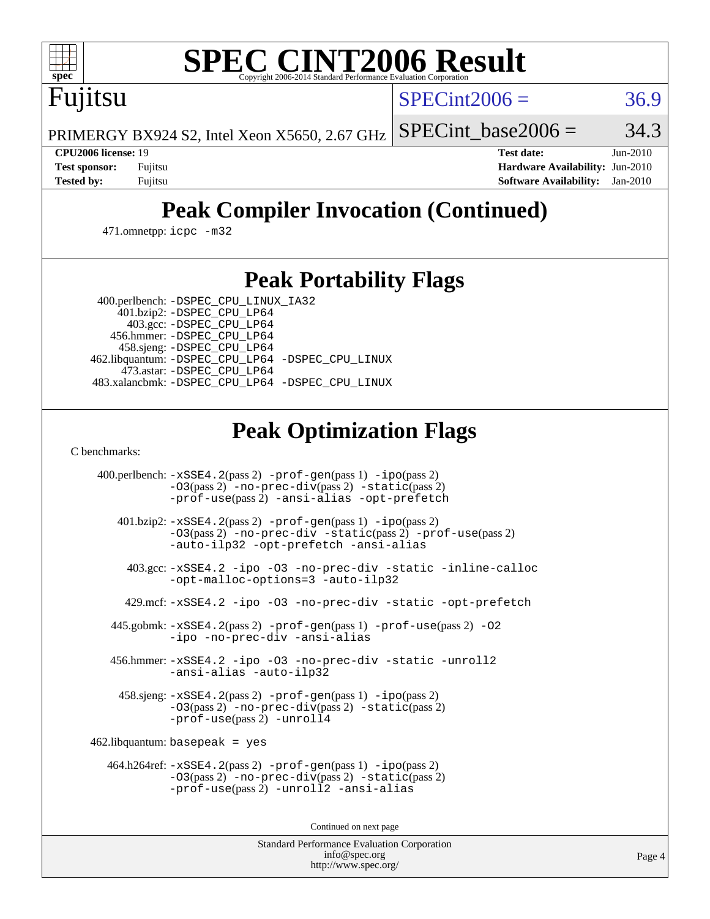# SPEC CINT2006 Result

Fujitsu

PRIMERGY BX924 S2, Intel Xeon X5650, 2.67 GHz

SPECint2006 = 36.9

SPECint_base2006 = 34.3

**CPU2006 license:** 19
**Test sponsor:** Fujitsu
**Tested by:** Fujitsu

**Test date:** Jun-2010
**Hardware Availability:** Jun-2010
**Software Availability:** Jan-2010

## Peak Compiler Invocation (Continued)

471.omnetpp: icpc -m32

## Peak Portability Flags

400.perlbench: -DSPEC_CPU_LINUX_IA32
401.bzip2: -DSPEC_CPU_LP64
403.gcc: -DSPEC_CPU_LP64
456.hmmer: -DSPEC_CPU_LP64
458.sjeng: -DSPEC_CPU_LP64
462.libquantum: -DSPEC_CPU_LP64 -DSPEC_CPU_LINUX
473.astar: -DSPEC_CPU_LP64
483.xalancbmk: -DSPEC_CPU_LP64 -DSPEC_CPU_LINUX

## Peak Optimization Flags

C benchmarks:

400.perlbench: -xSSE4.2(pass 2) -prof-gen(pass 1) -ipo(pass 2) -O3(pass 2) -no-prec-div(pass 2) -static(pass 2) -prof-use(pass 2) -ansi-alias -opt-prefetch

401.bzip2: -xSSE4.2(pass 2) -prof-gen(pass 1) -ipo(pass 2) -O3(pass 2) -no-prec-div -static(pass 2) -prof-use(pass 2) -auto-ilp32 -opt-prefetch -ansi-alias

403.gcc: -xSSE4.2 -ipo -O3 -no-prec-div -static -inline-calloc -opt-malloc-options=3 -auto-ilp32

429.mcf: -xSSE4.2 -ipo -O3 -no-prec-div -static -opt-prefetch

445.gobmk: -xSSE4.2(pass 2) -prof-gen(pass 1) -prof-use(pass 2) -O2 -ipo -no-prec-div -ansi-alias

456.hmmer: -xSSE4.2 -ipo -O3 -no-prec-div -static -unroll2 -ansi-alias -auto-ilp32

458.sjeng: -xSSE4.2(pass 2) -prof-gen(pass 1) -ipo(pass 2) -O3(pass 2) -no-prec-div(pass 2) -static(pass 2) -prof-use(pass 2) -unroll4

462.libquantum: basepeak = yes

464.h264ref: -xSSE4.2(pass 2) -prof-gen(pass 1) -ipo(pass 2) -O3(pass 2) -no-prec-div(pass 2) -static(pass 2) -prof-use(pass 2) -unroll2 -ansi-alias

Continued on next page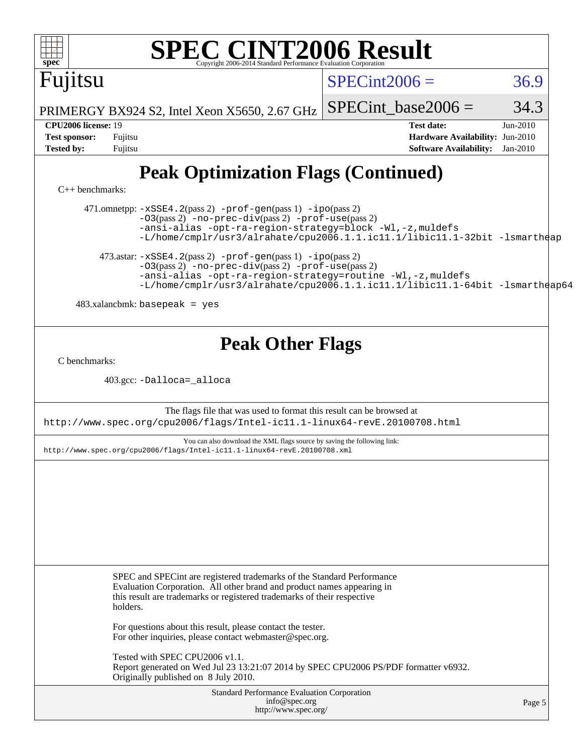## Peak Optimization Flags (Continued)

C++ benchmarks:

471.omnetpp: -xSSE4.2(pass 2) -prof-gen(pass 1) -ipo(pass 2) -O3(pass 2) -no-prec-div(pass 2) -prof-use(pass 2) -ansi-alias -opt-ra-region-strategy=block -Wl,-z,muldefs -L/home/cmplr/usr3/alrahate/cpu2006.1.1.ic11.1/libic11.1-32bit -lsmartheap

473.astar: -xSSE4.2(pass 2) -prof-gen(pass 1) -ipo(pass 2) -O3(pass 2) -no-prec-div(pass 2) -prof-use(pass 2) -ansi-alias -opt-ra-region-strategy=routine -Wl,-z,muldefs -L/home/cmplr/usr3/alrahate/cpu2006.1.1.ic11.1/libic11.1-64bit -lsmartheap64

483.xalancbmk: basepeak = yes

## Peak Other Flags

C benchmarks:

403.gcc: -Dalloca=_alloca

The flags file that was used to format this result can be browsed at
http://www.spec.org/cpu2006/flags/Intel-ic11.1-linux64-revE.20100708.html

You can also download the XML flags source by saving the following link:
http://www.spec.org/cpu2006/flags/Intel-ic11.1-linux64-revE.20100708.xml

SPEC and SPECint are registered trademarks of the Standard Performance Evaluation Corporation. All other brand and product names appearing in this result are trademarks or registered trademarks of their respective holders.

For questions about this result, please contact the tester.
For other inquiries, please contact webmaster@spec.org.

Tested with SPEC CPU2006 v1.1.
Report generated on Wed Jul 23 13:21:07 2014 by SPEC CPU2006 PS/PDF formatter v6932.
Originally published on 8 July 2010.